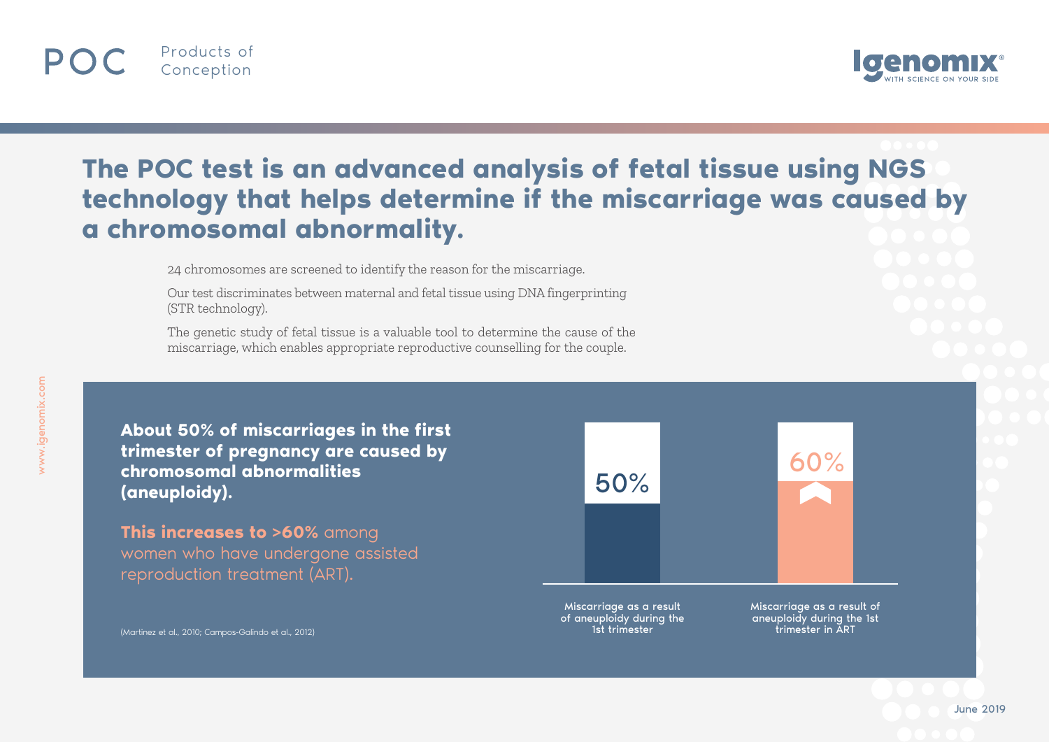POC Products of Conception

Igenomix
WITH SCIENCE ON YOUR SIDE

# The POC test is an advanced analysis of fetal tissue using NGS technology that helps determine if the miscarriage was caused by a chromosomal abnormality.

24 chromosomes are screened to identify the reason for the miscarriage.

Our test discriminates between maternal and fetal tissue using DNA fingerprinting (STR technology).

The genetic study of fetal tissue is a valuable tool to determine the cause of the miscarriage, which enables appropriate reproductive counselling for the couple.

**About 50% of miscarriages in the first trimester of pregnancy are caused by chromosomal abnormalities (aneuploidy).**

**This increases to >60%** among women who have undergone assisted reproduction treatment (ART).

(Martinez et al., 2010; Campos-Galindo et al., 2012)

50%

Miscarriage as a result of aneuploidy during the 1st trimester

60%

Miscarriage as a result of aneuploidy during the 1st trimester in ART

www.igenomix.com

June 2019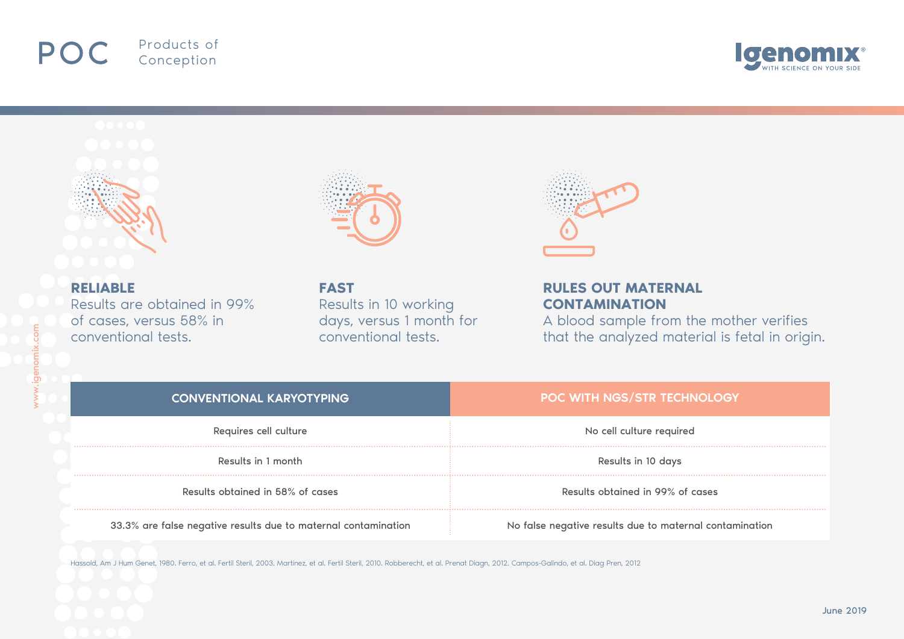# POC Products of Conception

Igenomix® WITH SCIENCE ON YOUR SIDE

**RELIABLE**
Results are obtained in 99% of cases, versus 58% in conventional tests.

**FAST**
Results in 10 working days, versus 1 month for conventional tests.

**RULES OUT MATERNAL CONTAMINATION**
A blood sample from the mother verifies that the analyzed material is fetal in origin.

| CONVENTIONAL KARYOTYPING | POC WITH NGS/STR TECHNOLOGY |
|---|---|
| Requires cell culture | No cell culture required |
| Results in 1 month | Results in 10 days |
| Results obtained in 58% of cases | Results obtained in 99% of cases |
| 33.3% are false negative results due to maternal contamination | No false negative results due to maternal contamination |

Hassold, Am J Hum Genet, 1980. Ferro, et al. Fertil Steril, 2003. Martinez, et al. Fertil Steril, 2010. Robberecht, et al. Prenat Diagn, 2012. Campos-Galindo, et al. Diag Pren, 2012

www.igenomix.com

June 2019